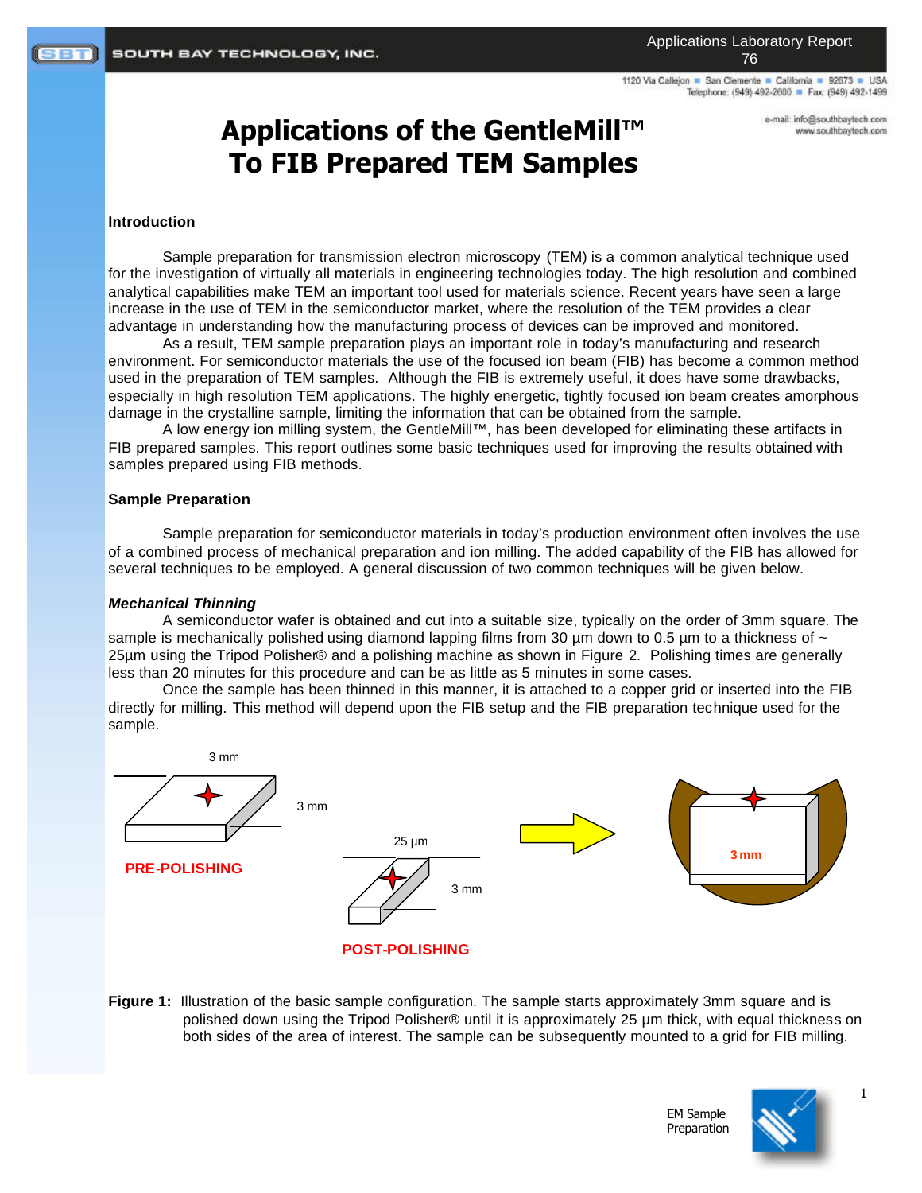Applications Laboratory Report 76

# Applications of the GentleMill™ To FIB Prepared TEM Samples

## Introduction

Sample preparation for transmission electron microscopy (TEM) is a common analytical technique used for the investigation of virtually all materials in engineering technologies today. The high resolution and combined analytical capabilities make TEM an important tool used for materials science. Recent years have seen a large increase in the use of TEM in the semiconductor market, where the resolution of the TEM provides a clear advantage in understanding how the manufacturing process of devices can be improved and monitored.

As a result, TEM sample preparation plays an important role in today's manufacturing and research environment. For semiconductor materials the use of the focused ion beam (FIB) has become a common method used in the preparation of TEM samples. Although the FIB is extremely useful, it does have some drawbacks, especially in high resolution TEM applications. The highly energetic, tightly focused ion beam creates amorphous damage in the crystalline sample, limiting the information that can be obtained from the sample.

A low energy ion milling system, the GentleMill™, has been developed for eliminating these artifacts in FIB prepared samples. This report outlines some basic techniques used for improving the results obtained with samples prepared using FIB methods.

## Sample Preparation

Sample preparation for semiconductor materials in today's production environment often involves the use of a combined process of mechanical preparation and ion milling. The added capability of the FIB has allowed for several techniques to be employed. A general discussion of two common techniques will be given below.

### *Mechanical Thinning*

A semiconductor wafer is obtained and cut into a suitable size, typically on the order of 3mm square. The sample is mechanically polished using diamond lapping films from 30 µm down to 0.5 µm to a thickness of ~ 25µm using the Tripod Polisher® and a polishing machine as shown in Figure 2. Polishing times are generally less than 20 minutes for this procedure and can be as little as 5 minutes in some cases.

Once the sample has been thinned in this manner, it is attached to a copper grid or inserted into the FIB directly for milling. This method will depend upon the FIB setup and the FIB preparation technique used for the sample.

3 mm | 3 mm | PRE-POLISHING | 25 µm | 3 mm | POST-POLISHING | 3mm

**Figure 1:** Illustration of the basic sample configuration. The sample starts approximately 3mm square and is polished down using the Tripod Polisher® until it is approximately 25 µm thick, with equal thickness on both sides of the area of interest. The sample can be subsequently mounted to a grid for FIB milling.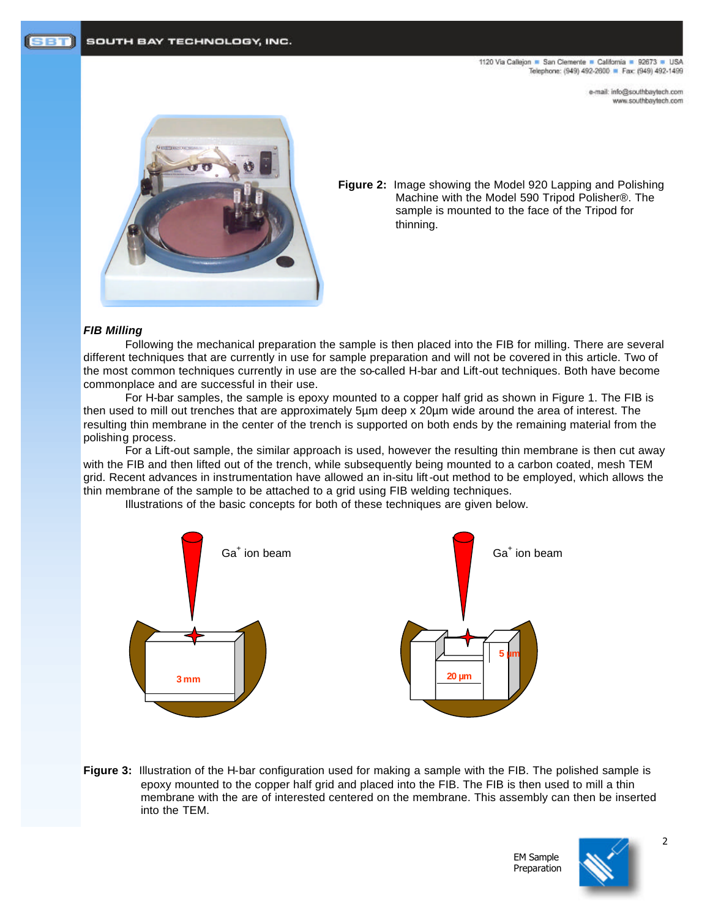**Figure 2:** Image showing the Model 920 Lapping and Polishing Machine with the Model 590 Tripod Polisher®. The sample is mounted to the face of the Tripod for thinning.

### *FIB Milling*

Following the mechanical preparation the sample is then placed into the FIB for milling. There are several different techniques that are currently in use for sample preparation and will not be covered in this article. Two of the most common techniques currently in use are the so-called H-bar and Lift-out techniques. Both have become commonplace and are successful in their use.

For H-bar samples, the sample is epoxy mounted to a copper half grid as shown in Figure 1. The FIB is then used to mill out trenches that are approximately 5µm deep x 20µm wide around the area of interest. The resulting thin membrane in the center of the trench is supported on both ends by the remaining material from the polishing process.

For a Lift-out sample, the similar approach is used, however the resulting thin membrane is then cut away with the FIB and then lifted out of the trench, while subsequently being mounted to a carbon coated, mesh TEM grid. Recent advances in instrumentation have allowed an in-situ lift-out method to be employed, which allows the thin membrane of the sample to be attached to a grid using FIB welding techniques.

Illustrations of the basic concepts for both of these techniques are given below.

**Figure 3:** Illustration of the H-bar configuration used for making a sample with the FIB. The polished sample is epoxy mounted to the copper half grid and placed into the FIB. The FIB is then used to mill a thin membrane with the are of interested centered on the membrane. This assembly can then be inserted into the TEM.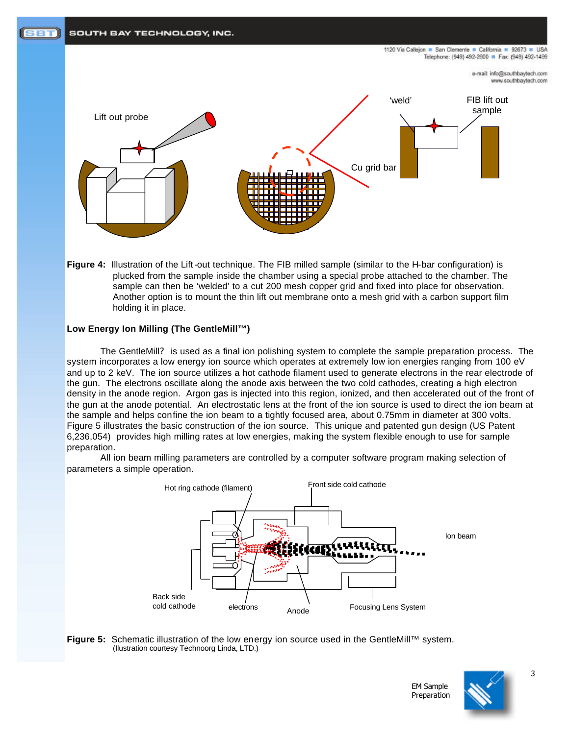**Figure 4:** Illustration of the Lift-out technique. The FIB milled sample (similar to the H-bar configuration) is plucked from the sample inside the chamber using a special probe attached to the chamber. The sample can then be 'welded' to a cut 200 mesh copper grid and fixed into place for observation. Another option is to mount the thin lift out membrane onto a mesh grid with a carbon support film holding it in place.

**Low Energy Ion Milling (The GentleMill™)**

The GentleMill? is used as a final ion polishing system to complete the sample preparation process. The system incorporates a low energy ion source which operates at extremely low ion energies ranging from 100 eV and up to 2 keV. The ion source utilizes a hot cathode filament used to generate electrons in the rear electrode of the gun. The electrons oscillate along the anode axis between the two cold cathodes, creating a high electron density in the anode region. Argon gas is injected into this region, ionized, and then accelerated out of the front of the gun at the anode potential. An electrostatic lens at the front of the ion source is used to direct the ion beam at the sample and helps confine the ion beam to a tightly focused area, about 0.75mm in diameter at 300 volts. Figure 5 illustrates the basic construction of the ion source. This unique and patented gun design (US Patent 6,236,054) provides high milling rates at low energies, making the system flexible enough to use for sample preparation.

All ion beam milling parameters are controlled by a computer software program making selection of parameters a simple operation.

**Figure 5:** Schematic illustration of the low energy ion source used in the GentleMill™ system. (Illustration courtesy Technoorg Linda, LTD.)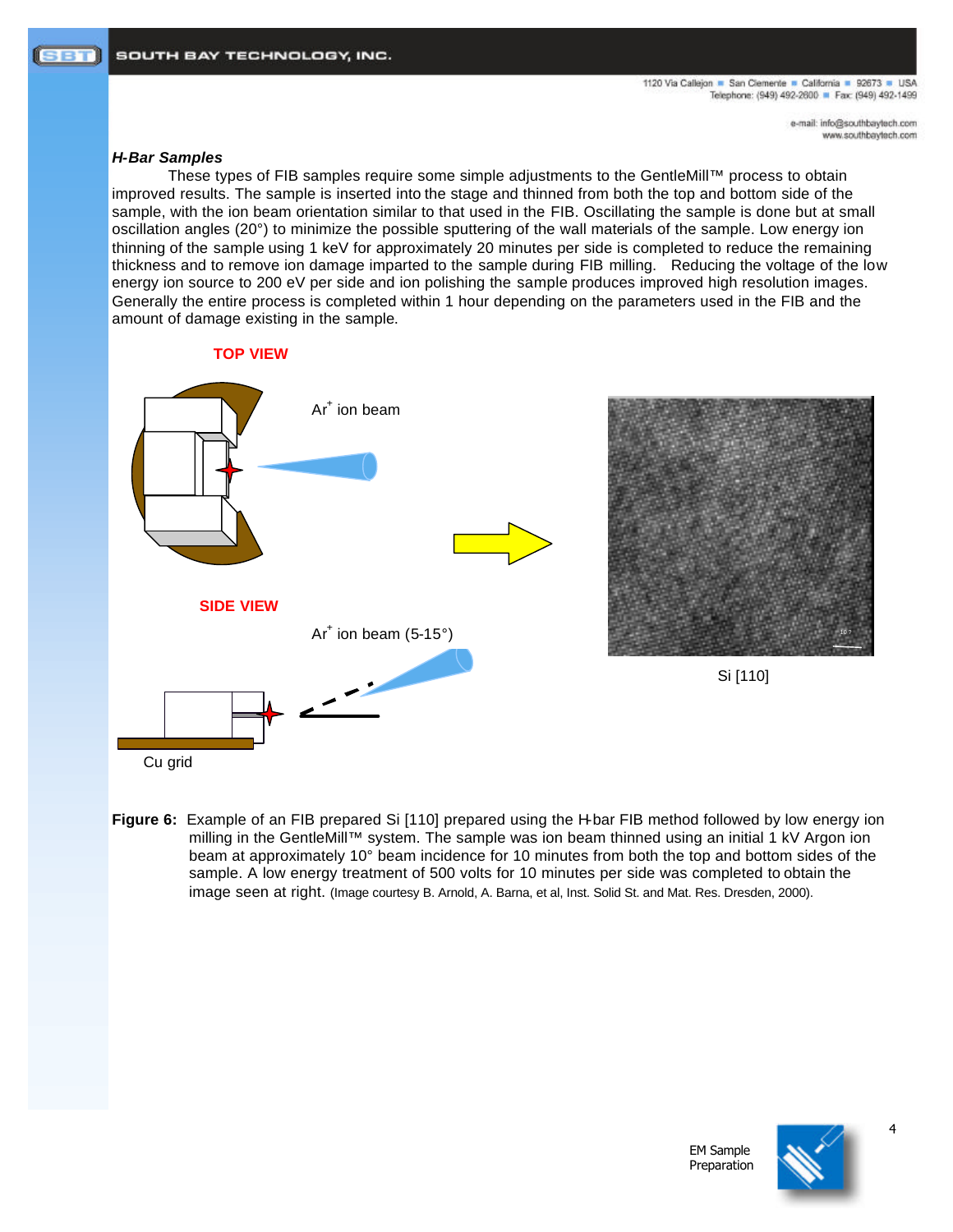### *H-Bar Samples*

These types of FIB samples require some simple adjustments to the GentleMill™ process to obtain improved results. The sample is inserted into the stage and thinned from both the top and bottom side of the sample, with the ion beam orientation similar to that used in the FIB. Oscillating the sample is done but at small oscillation angles (20°) to minimize the possible sputtering of the wall materials of the sample. Low energy ion thinning of the sample using 1 keV for approximately 20 minutes per side is completed to reduce the remaining thickness and to remove ion damage imparted to the sample during FIB milling. Reducing the voltage of the low energy ion source to 200 eV per side and ion polishing the sample produces improved high resolution images. Generally the entire process is completed within 1 hour depending on the parameters used in the FIB and the amount of damage existing in the sample.

TOP VIEW

$Ar^+$ ion beam

SIDE VIEW

$Ar^+$ ion beam (5-15°)

Cu grid

Si [110]

**Figure 6:** Example of an FIB prepared Si [110] prepared using the H-bar FIB method followed by low energy ion milling in the GentleMill™ system. The sample was ion beam thinned using an initial 1 kV Argon ion beam at approximately 10° beam incidence for 10 minutes from both the top and bottom sides of the sample. A low energy treatment of 500 volts for 10 minutes per side was completed to obtain the image seen at right. (Image courtesy B. Arnold, A. Barna, et al, Inst. Solid St. and Mat. Res. Dresden, 2000).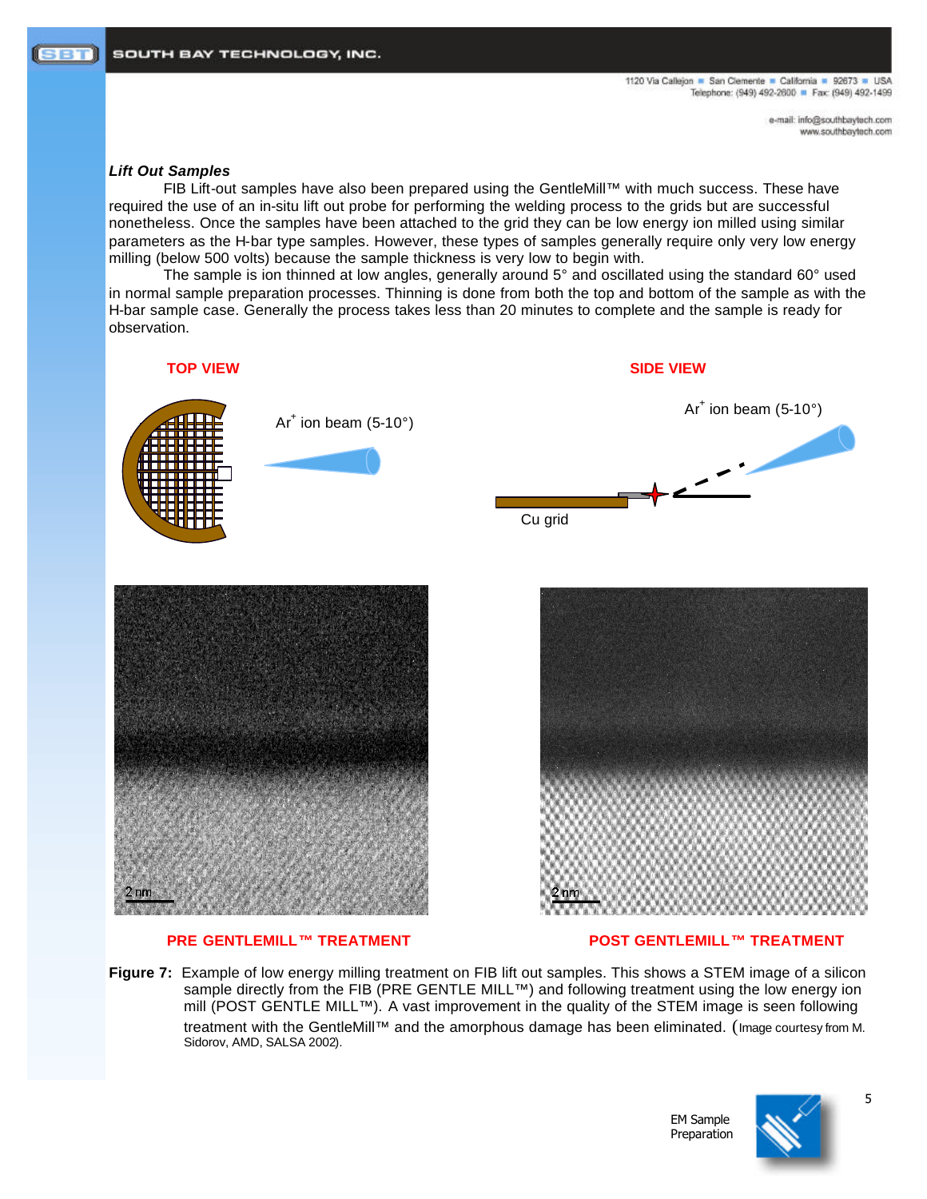### *Lift Out Samples*

FIB Lift-out samples have also been prepared using the GentleMill™ with much success. These have required the use of an in-situ lift out probe for performing the welding process to the grids but are successful nonetheless. Once the samples have been attached to the grid they can be low energy ion milled using similar parameters as the H-bar type samples. However, these types of samples generally require only very low energy milling (below 500 volts) because the sample thickness is very low to begin with.

The sample is ion thinned at low angles, generally around 5° and oscillated using the standard 60° used in normal sample preparation processes. Thinning is done from both the top and bottom of the sample as with the H-bar sample case. Generally the process takes less than 20 minutes to complete and the sample is ready for observation.

TOP VIEW

$Ar^+$ ion beam (5-10°)

SIDE VIEW

$Ar^+$ ion beam (5-10°)

Cu grid

PRE GENTLEMILL™ TREATMENT

POST GENTLEMILL™ TREATMENT

**Figure 7:** Example of low energy milling treatment on FIB lift out samples. This shows a STEM image of a silicon sample directly from the FIB (PRE GENTLE MILL™) and following treatment using the low energy ion mill (POST GENTLE MILL™). A vast improvement in the quality of the STEM image is seen following treatment with the GentleMill™ and the amorphous damage has been eliminated. (Image courtesy from M. Sidorov, AMD, SALSA 2002).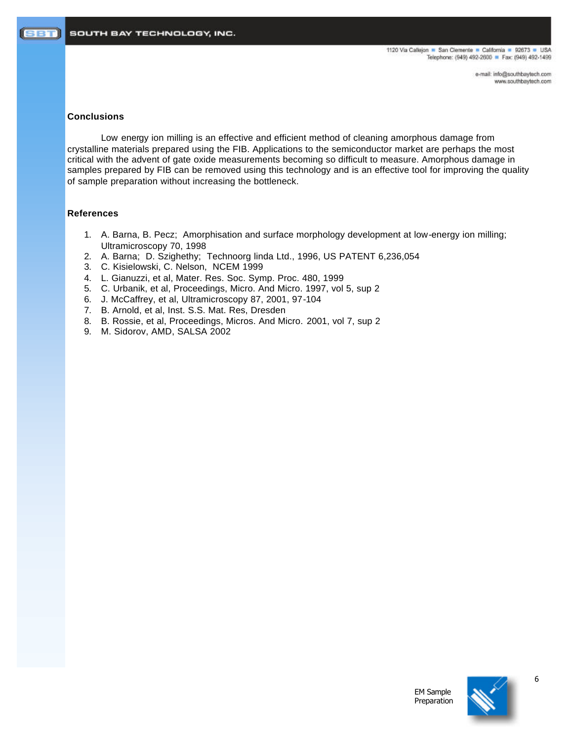## Conclusions

Low energy ion milling is an effective and efficient method of cleaning amorphous damage from crystalline materials prepared using the FIB. Applications to the semiconductor market are perhaps the most critical with the advent of gate oxide measurements becoming so difficult to measure. Amorphous damage in samples prepared by FIB can be removed using this technology and is an effective tool for improving the quality of sample preparation without increasing the bottleneck.

## References

1. A. Barna, B. Pecz; Amorphisation and surface morphology development at low-energy ion milling; Ultramicroscopy 70, 1998
2. A. Barna; D. Szighethy; Technoorg linda Ltd., 1996, US PATENT 6,236,054
3. C. Kisielowski, C. Nelson, NCEM 1999
4. L. Gianuzzi, et al, Mater. Res. Soc. Symp. Proc. 480, 1999
5. C. Urbanik, et al, Proceedings, Micro. And Micro. 1997, vol 5, sup 2
6. J. McCaffrey, et al, Ultramicroscopy 87, 2001, 97-104
7. B. Arnold, et al, Inst. S.S. Mat. Res, Dresden
8. B. Rossie, et al, Proceedings, Micros. And Micro. 2001, vol 7, sup 2
9. M. Sidorov, AMD, SALSA 2002